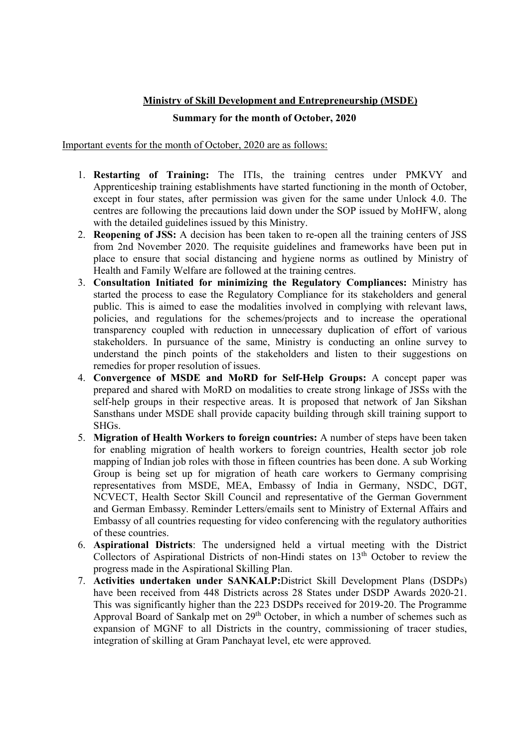**Ministry of Skill Development and Entrepreneurship (MSDE)**

**Summary for the month of October, 2020**

Important events for the month of October, 2020 are as follows:

1. **Restarting of Training:** The ITIs, the training centres under PMKVY and Apprenticeship training establishments have started functioning in the month of October, except in four states, after permission was given for the same under Unlock 4.0. The centres are following the precautions laid down under the SOP issued by MoHFW, along with the detailed guidelines issued by this Ministry.
2. **Reopening of JSS:** A decision has been taken to re-open all the training centers of JSS from 2nd November 2020. The requisite guidelines and frameworks have been put in place to ensure that social distancing and hygiene norms as outlined by Ministry of Health and Family Welfare are followed at the training centres.
3. **Consultation Initiated for minimizing the Regulatory Compliances:** Ministry has started the process to ease the Regulatory Compliance for its stakeholders and general public. This is aimed to ease the modalities involved in complying with relevant laws, policies, and regulations for the schemes/projects and to increase the operational transparency coupled with reduction in unnecessary duplication of effort of various stakeholders. In pursuance of the same, Ministry is conducting an online survey to understand the pinch points of the stakeholders and listen to their suggestions on remedies for proper resolution of issues.
4. **Convergence of MSDE and MoRD for Self-Help Groups:** A concept paper was prepared and shared with MoRD on modalities to create strong linkage of JSSs with the self-help groups in their respective areas. It is proposed that network of Jan Sikshan Sansthans under MSDE shall provide capacity building through skill training support to SHGs.
5. **Migration of Health Workers to foreign countries:** A number of steps have been taken for enabling migration of health workers to foreign countries, Health sector job role mapping of Indian job roles with those in fifteen countries has been done. A sub Working Group is being set up for migration of heath care workers to Germany comprising representatives from MSDE, MEA, Embassy of India in Germany, NSDC, DGT, NCVECT, Health Sector Skill Council and representative of the German Government and German Embassy. Reminder Letters/emails sent to Ministry of External Affairs and Embassy of all countries requesting for video conferencing with the regulatory authorities of these countries.
6. **Aspirational Districts**: The undersigned held a virtual meeting with the District Collectors of Aspirational Districts of non-Hindi states on 13th October to review the progress made in the Aspirational Skilling Plan.
7. **Activities undertaken under SANKALP:** District Skill Development Plans (DSDPs) have been received from 448 Districts across 28 States under DSDP Awards 2020-21. This was significantly higher than the 223 DSDPs received for 2019-20. The Programme Approval Board of Sankalp met on 29th October, in which a number of schemes such as expansion of MGNF to all Districts in the country, commissioning of tracer studies, integration of skilling at Gram Panchayat level, etc were approved.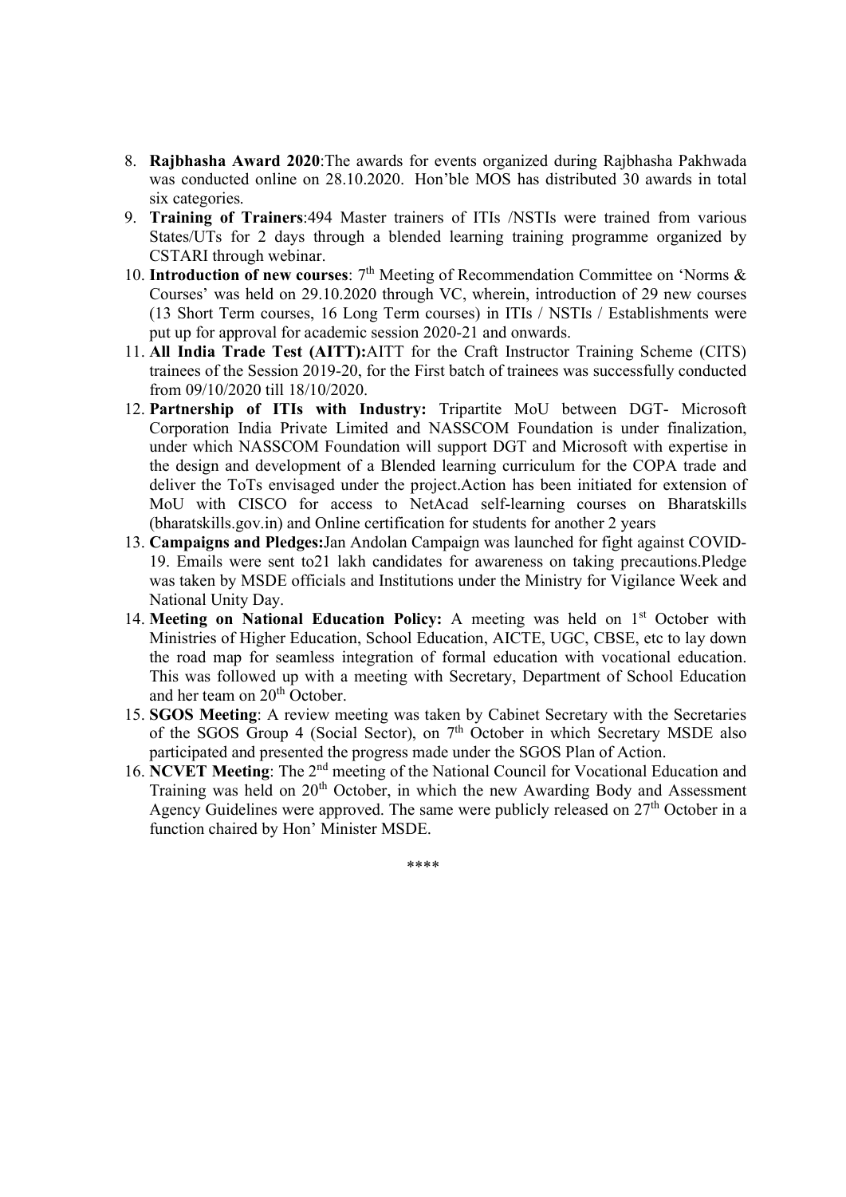8. **Rajbhasha Award 2020**:The awards for events organized during Rajbhasha Pakhwada was conducted online on 28.10.2020. Hon'ble MOS has distributed 30 awards in total six categories.
9. **Training of Trainers**:494 Master trainers of ITIs /NSTIs were trained from various States/UTs for 2 days through a blended learning training programme organized by CSTARI through webinar.
10. **Introduction of new courses**: 7th Meeting of Recommendation Committee on 'Norms & Courses' was held on 29.10.2020 through VC, wherein, introduction of 29 new courses (13 Short Term courses, 16 Long Term courses) in ITIs / NSTIs / Establishments were put up for approval for academic session 2020-21 and onwards.
11. **All India Trade Test (AITT):**AITT for the Craft Instructor Training Scheme (CITS) trainees of the Session 2019-20, for the First batch of trainees was successfully conducted from 09/10/2020 till 18/10/2020.
12. **Partnership of ITIs with Industry:** Tripartite MoU between DGT- Microsoft Corporation India Private Limited and NASSCOM Foundation is under finalization, under which NASSCOM Foundation will support DGT and Microsoft with expertise in the design and development of a Blended learning curriculum for the COPA trade and deliver the ToTs envisaged under the project.Action has been initiated for extension of MoU with CISCO for access to NetAcad self-learning courses on Bharatskills (bharatskills.gov.in) and Online certification for students for another 2 years
13. **Campaigns and Pledges:**Jan Andolan Campaign was launched for fight against COVID-19. Emails were sent to21 lakh candidates for awareness on taking precautions.Pledge was taken by MSDE officials and Institutions under the Ministry for Vigilance Week and National Unity Day.
14. **Meeting on National Education Policy:** A meeting was held on 1st October with Ministries of Higher Education, School Education, AICTE, UGC, CBSE, etc to lay down the road map for seamless integration of formal education with vocational education. This was followed up with a meeting with Secretary, Department of School Education and her team on 20th October.
15. **SGOS Meeting**: A review meeting was taken by Cabinet Secretary with the Secretaries of the SGOS Group 4 (Social Sector), on 7th October in which Secretary MSDE also participated and presented the progress made under the SGOS Plan of Action.
16. **NCVET Meeting**: The 2nd meeting of the National Council for Vocational Education and Training was held on 20th October, in which the new Awarding Body and Assessment Agency Guidelines were approved. The same were publicly released on 27th October in a function chaired by Hon' Minister MSDE.

****